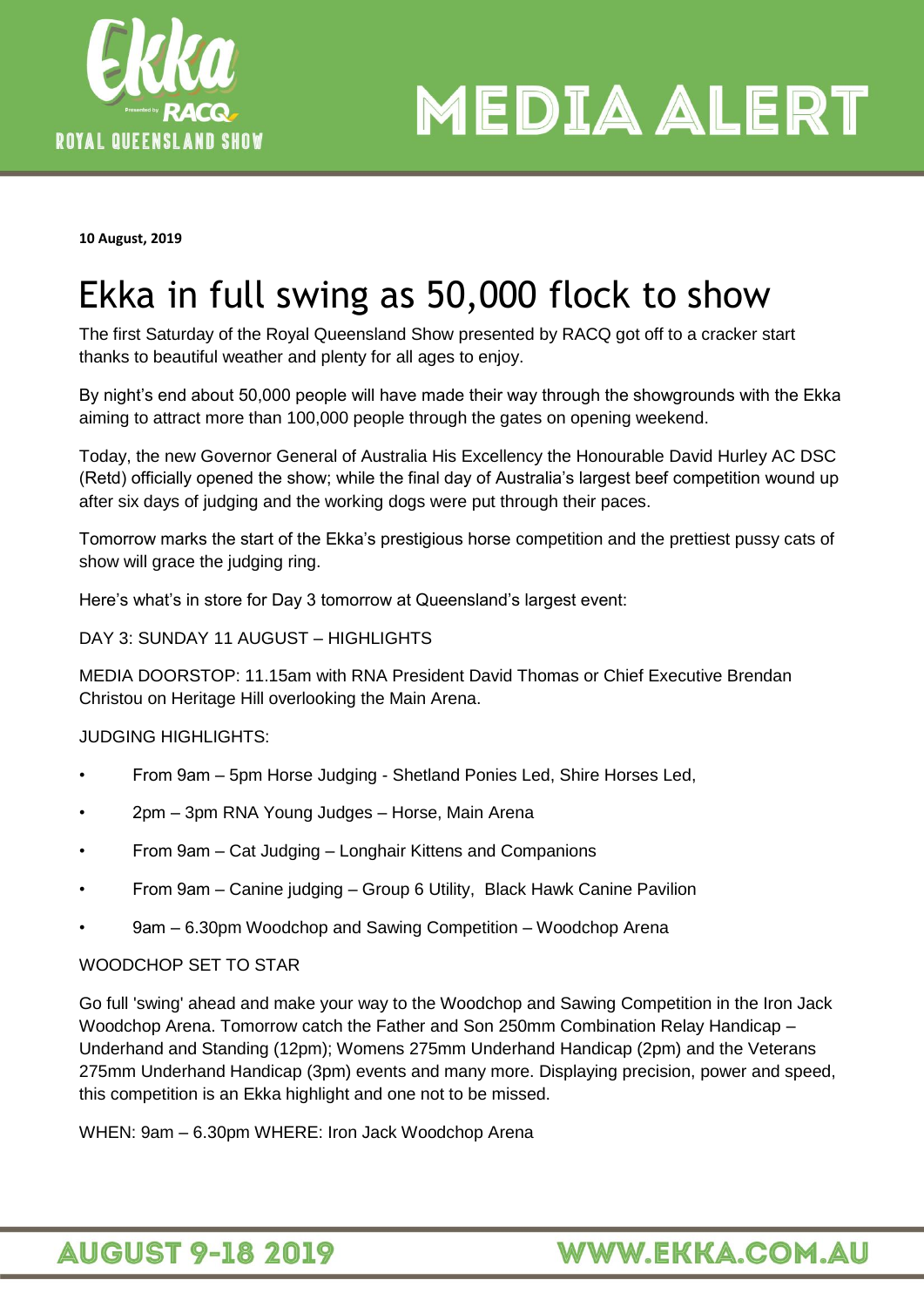# MEDIA ALERT

**10 August, 2019**

# Ekka in full swing as 50,000 flock to show

The first Saturday of the Royal Queensland Show presented by RACQ got off to a cracker start thanks to beautiful weather and plenty for all ages to enjoy.

By night's end about 50,000 people will have made their way through the showgrounds with the Ekka aiming to attract more than 100,000 people through the gates on opening weekend.

Today, the new Governor General of Australia His Excellency the Honourable David Hurley AC DSC (Retd) officially opened the show; while the final day of Australia's largest beef competition wound up after six days of judging and the working dogs were put through their paces.

Tomorrow marks the start of the Ekka's prestigious horse competition and the prettiest pussy cats of show will grace the judging ring.

Here's what's in store for Day 3 tomorrow at Queensland's largest event:

DAY 3: SUNDAY 11 AUGUST – HIGHLIGHTS

MEDIA DOORSTOP: 11.15am with RNA President David Thomas or Chief Executive Brendan Christou on Heritage Hill overlooking the Main Arena.

JUDGING HIGHLIGHTS:

- From 9am – 5pm Horse Judging - Shetland Ponies Led, Shire Horses Led,
- 2pm – 3pm RNA Young Judges – Horse, Main Arena
- From 9am – Cat Judging – Longhair Kittens and Companions
- From 9am – Canine judging – Group 6 Utility, Black Hawk Canine Pavilion
- 9am – 6.30pm Woodchop and Sawing Competition – Woodchop Arena

WOODCHOP SET TO STAR

Go full 'swing' ahead and make your way to the Woodchop and Sawing Competition in the Iron Jack Woodchop Arena. Tomorrow catch the Father and Son 250mm Combination Relay Handicap – Underhand and Standing (12pm); Womens 275mm Underhand Handicap (2pm) and the Veterans 275mm Underhand Handicap (3pm) events and many more. Displaying precision, power and speed, this competition is an Ekka highlight and one not to be missed.

WHEN: 9am – 6.30pm WHERE: Iron Jack Woodchop Arena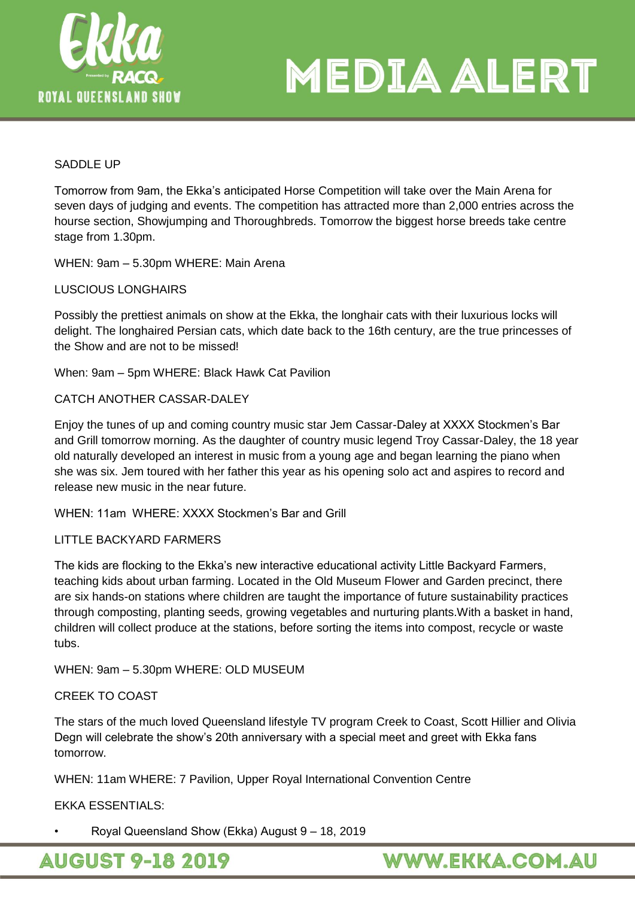SADDLE UP

Tomorrow from 9am, the Ekka's anticipated Horse Competition will take over the Main Arena for seven days of judging and events. The competition has attracted more than 2,000 entries across the hourse section, Showjumping and Thoroughbreds. Tomorrow the biggest horse breeds take centre stage from 1.30pm.

WHEN: 9am – 5.30pm WHERE: Main Arena

LUSCIOUS LONGHAIRS

Possibly the prettiest animals on show at the Ekka, the longhair cats with their luxurious locks will delight. The longhaired Persian cats, which date back to the 16th century, are the true princesses of the Show and are not to be missed!

When: 9am – 5pm WHERE: Black Hawk Cat Pavilion

CATCH ANOTHER CASSAR-DALEY

Enjoy the tunes of up and coming country music star Jem Cassar-Daley at XXXX Stockmen's Bar and Grill tomorrow morning. As the daughter of country music legend Troy Cassar-Daley, the 18 year old naturally developed an interest in music from a young age and began learning the piano when she was six. Jem toured with her father this year as his opening solo act and aspires to record and release new music in the near future.

WHEN: 11am WHERE: XXXX Stockmen's Bar and Grill

LITTLE BACKYARD FARMERS

The kids are flocking to the Ekka's new interactive educational activity Little Backyard Farmers, teaching kids about urban farming. Located in the Old Museum Flower and Garden precinct, there are six hands-on stations where children are taught the importance of future sustainability practices through composting, planting seeds, growing vegetables and nurturing plants.With a basket in hand, children will collect produce at the stations, before sorting the items into compost, recycle or waste tubs.

WHEN: 9am – 5.30pm WHERE: OLD MUSEUM

CREEK TO COAST

The stars of the much loved Queensland lifestyle TV program Creek to Coast, Scott Hillier and Olivia Degn will celebrate the show's 20th anniversary with a special meet and greet with Ekka fans tomorrow.

WHEN: 11am WHERE: 7 Pavilion, Upper Royal International Convention Centre

EKKA ESSENTIALS:

- Royal Queensland Show (Ekka) August 9 – 18, 2019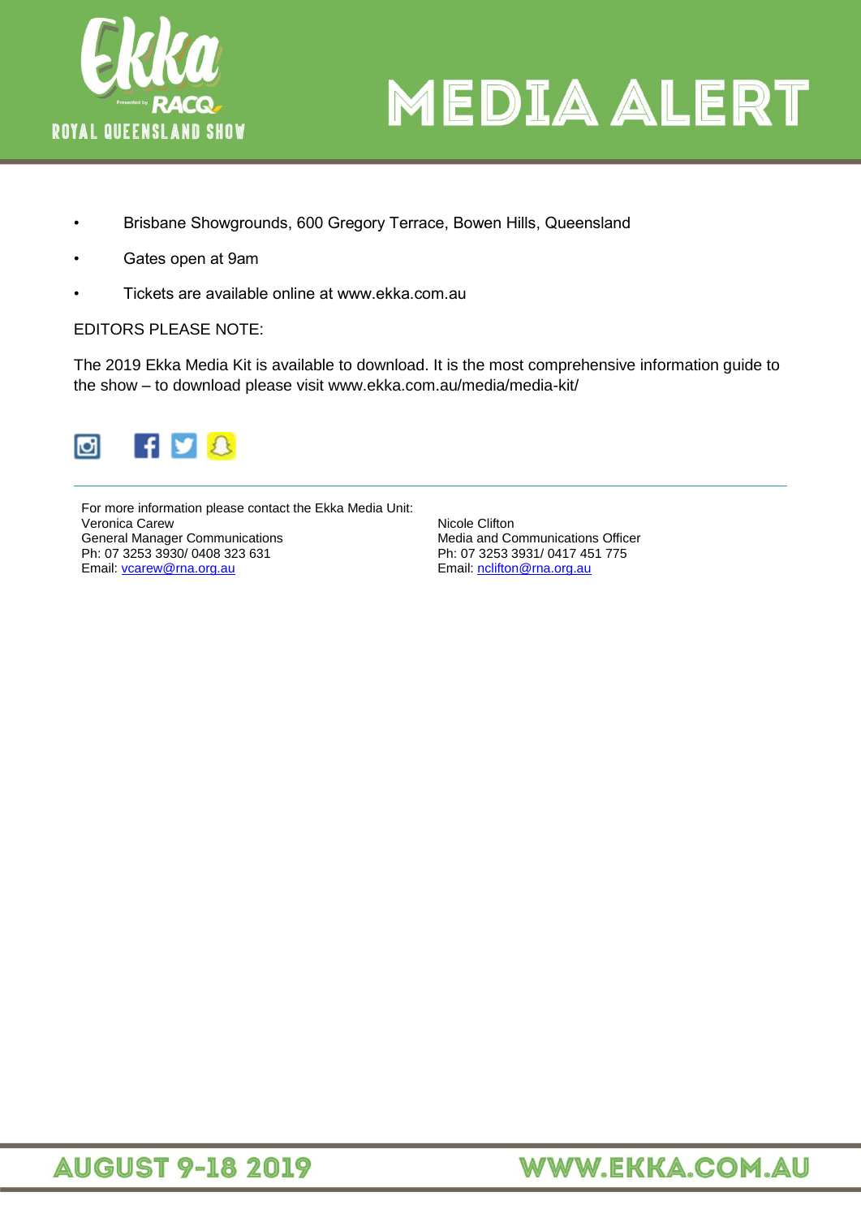- Brisbane Showgrounds, 600 Gregory Terrace, Bowen Hills, Queensland
- Gates open at 9am
- Tickets are available online at www.ekka.com.au

EDITORS PLEASE NOTE:

The 2019 Ekka Media Kit is available to download. It is the most comprehensive information guide to the show – to download please visit www.ekka.com.au/media/media-kit/

---

For more information please contact the Ekka Media Unit:

Veronica Carew
General Manager Communications
Ph: 07 3253 3930/ 0408 323 631
Email: vcarew@rna.org.au

Nicole Clifton
Media and Communications Officer
Ph: 07 3253 3931/ 0417 451 775
Email: nclifton@rna.org.au